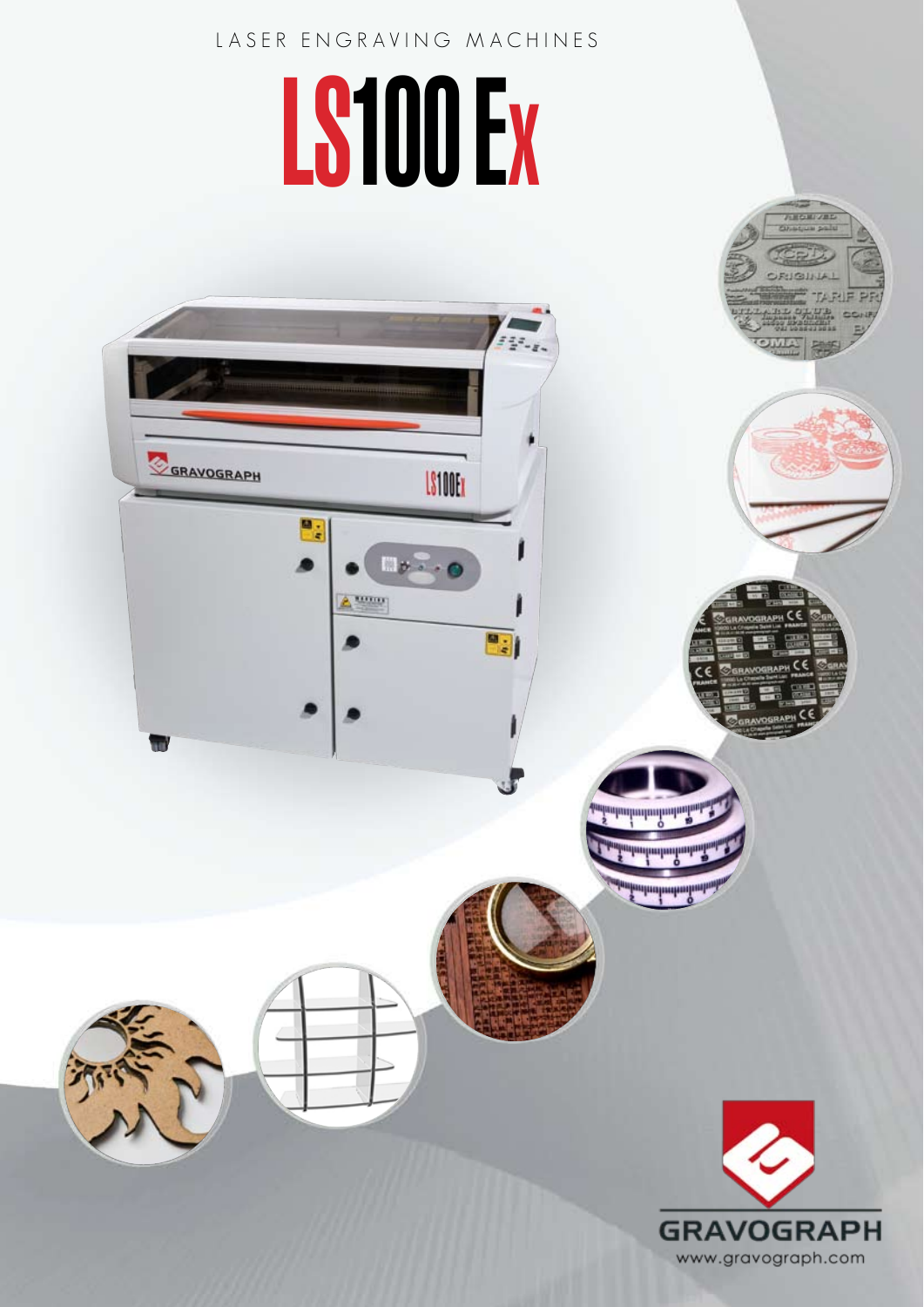LASER ENGRAVING MACHINES

# LS100 Ex

GRAVOGRAPH

www.gravograph.com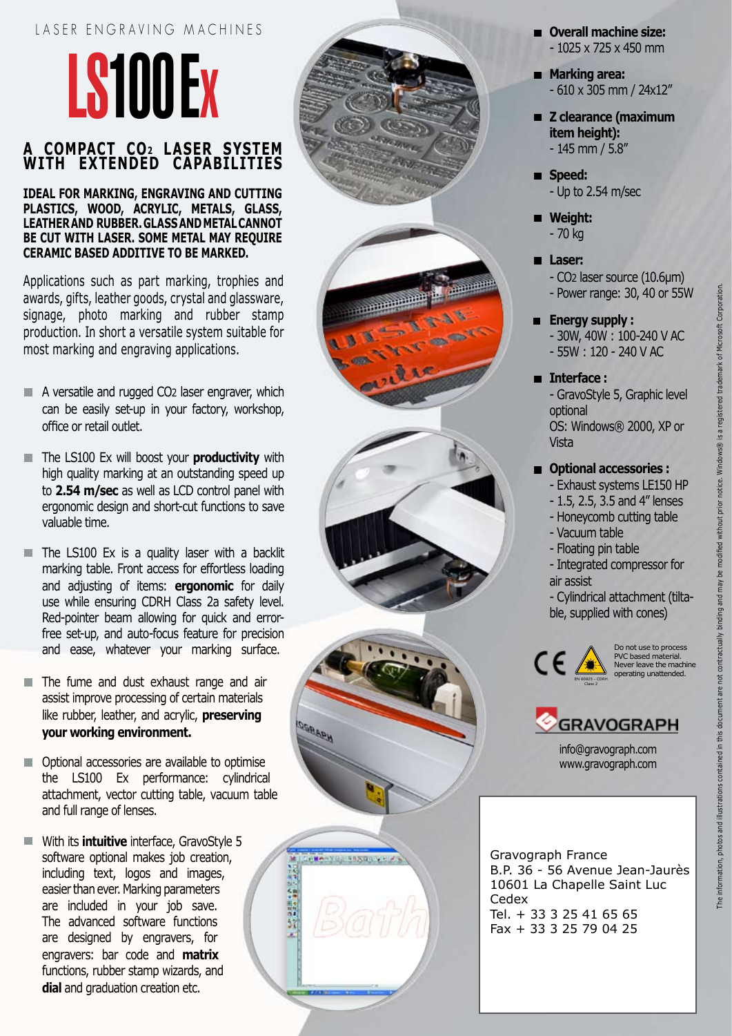LASER ENGRAVING MACHINES

# LS100 Ex

## A COMPACT $CO_2$ LASER SYSTEM WITH EXTENDED CAPABILITIES

**IDEAL FOR MARKING, ENGRAVING AND CUTTING PLASTICS, WOOD, ACRYLIC, METALS, GLASS, LEATHER AND RUBBER. GLASS AND METAL CANNOT BE CUT WITH LASER. SOME METAL MAY REQUIRE CERAMIC BASED ADDITIVE TO BE MARKED.**

Applications such as part marking, trophies and awards, gifts, leather goods, crystal and glassware, signage, photo marking and rubber stamp production. In short a versatile system suitable for most marking and engraving applications.

- A versatile and rugged $CO_2$ laser engraver, which can be easily set-up in your factory, workshop, office or retail outlet.
- The LS100 Ex will boost your **productivity** with high quality marking at an outstanding speed up to **2.54 m/sec** as well as LCD control panel with ergonomic design and short-cut functions to save valuable time.
- The LS100 Ex is a quality laser with a backlit marking table. Front access for effortless loading and adjusting of items: **ergonomic** for daily use while ensuring CDRH Class 2a safety level. Red-pointer beam allowing for quick and error-free set-up, and auto-focus feature for precision and ease, whatever your marking surface.
- The fume and dust exhaust range and air assist improve processing of certain materials like rubber, leather, and acrylic, **preserving your working environment.**
- Optional accessories are available to optimise the LS100 Ex performance: cylindrical attachment, vector cutting table, vacuum table and full range of lenses.
- With its **intuitive** interface, GravoStyle 5 software optional makes job creation, including text, logos and images, easier than ever. Marking parameters are included in your job save. The advanced software functions are designed by engravers, for engravers: bar code and **matrix** functions, rubber stamp wizards, and **dial** and graduation creation etc.

- **Overall machine size:**
  - 1025 x 725 x 450 mm
- **Marking area:**
  - 610 x 305 mm / 24x12"
- **Z clearance (maximum item height):**
  - 145 mm / 5.8"
- **Speed:**
  - Up to 2.54 m/sec
- **Weight:**
  - 70 kg
- **Laser:**
  - $CO_2$ laser source (10.6µm)
  - Power range: 30, 40 or 55W
- **Energy supply :**
  - 30W, 40W : 100-240 V AC
  - 55W : 120 - 240 V AC
- **Interface :**
  - GravoStyle 5, Graphic level optional
  
  OS: Windows® 2000, XP or Vista
- **Optional accessories :**
  - Exhaust systems LE150 HP
  - 1.5, 2.5, 3.5 and 4" lenses
  - Honeycomb cutting table
  - Vacuum table
  - Floating pin table
  - Integrated compressor for air assist
  - Cylindrical attachment (tiltable, supplied with cones)

CE

EN 60825 - CDRH Class 2

Do not use to process PVC based material. Never leave the machine operating unattended.

GRAVOGRAPH

info@gravograph.com
www.gravograph.com

Gravograph France
B.P. 36 - 56 Avenue Jean-Jaurès
10601 La Chapelle Saint Luc Cedex
Tel. + 33 3 25 41 65 65
Fax + 33 3 25 79 04 25

The information, photos and illustrations contained in this document are not contractually binding and may be modified without prior notice. Windows® is a registered trademark of Microsoft Corporation.